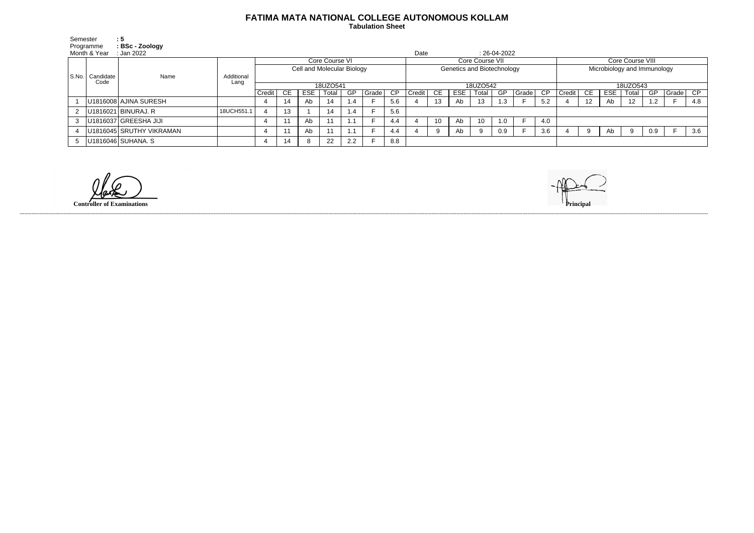# FATIMA MATA NATIONAL COLLEGE AUTONOMOUS KOLLAM

**Tabulation Sheet**

Semester : **5**
Programme : **BSc - Zoology**
Month & Year : Jan 2022

Date : 26-04-2022

| S.No. | Candidate Code | Name | Additional Lang | Core Course VI | | | | | | | Core Course VII | | | | | | | Core Course VIII | | | | | | |
|---|---|---|---|---|---|---|---|---|---|---|---|---|---|---|---|---|---|---|---|---|---|---|---|---|
| | | | | Cell and Molecular Biology | | | | | | | Genetics and Biotechnology | | | | | | | Microbiology and Immunology | | | | | | |
| | | | | 18UZO541 | | | | | | | 18UZO542 | | | | | | | 18UZO543 | | | | | | |
| | | | | Credit | CE | ESE | Total | GP | Grade | CP | Credit | CE | ESE | Total | GP | Grade | CP | Credit | CE | ESE | Total | GP | Grade | CP |
| 1 | U1816008 | AJINA SURESH | | 4 | 14 | Ab | 14 | 1.4 | F | 5.6 | 4 | 13 | Ab | 13 | 1.3 | F | 5.2 | 4 | 12 | Ab | 12 | 1.2 | F | 4.8 |
| 2 | U1816021 | BINURAJ. R | 18UCH551.1 | 4 | 13 | 1 | 14 | 1.4 | F | 5.6 | | | | | | | | | | | | | | |
| 3 | U1816037 | GREESHA JIJI | | 4 | 11 | Ab | 11 | 1.1 | F | 4.4 | 4 | 10 | Ab | 10 | 1.0 | F | 4.0 | | | | | | | |
| 4 | U1816045 | SRUTHY VIKRAMAN | | 4 | 11 | Ab | 11 | 1.1 | F | 4.4 | 4 | 9 | Ab | 9 | 0.9 | F | 3.6 | 4 | 9 | Ab | 9 | 0.9 | F | 3.6 |
| 5 | U1816046 | SUHANA. S | | 4 | 14 | 8 | 22 | 2.2 | F | 8.8 | | | | | | | | | | | | | | |

**Controller of Examinations**

**Principal**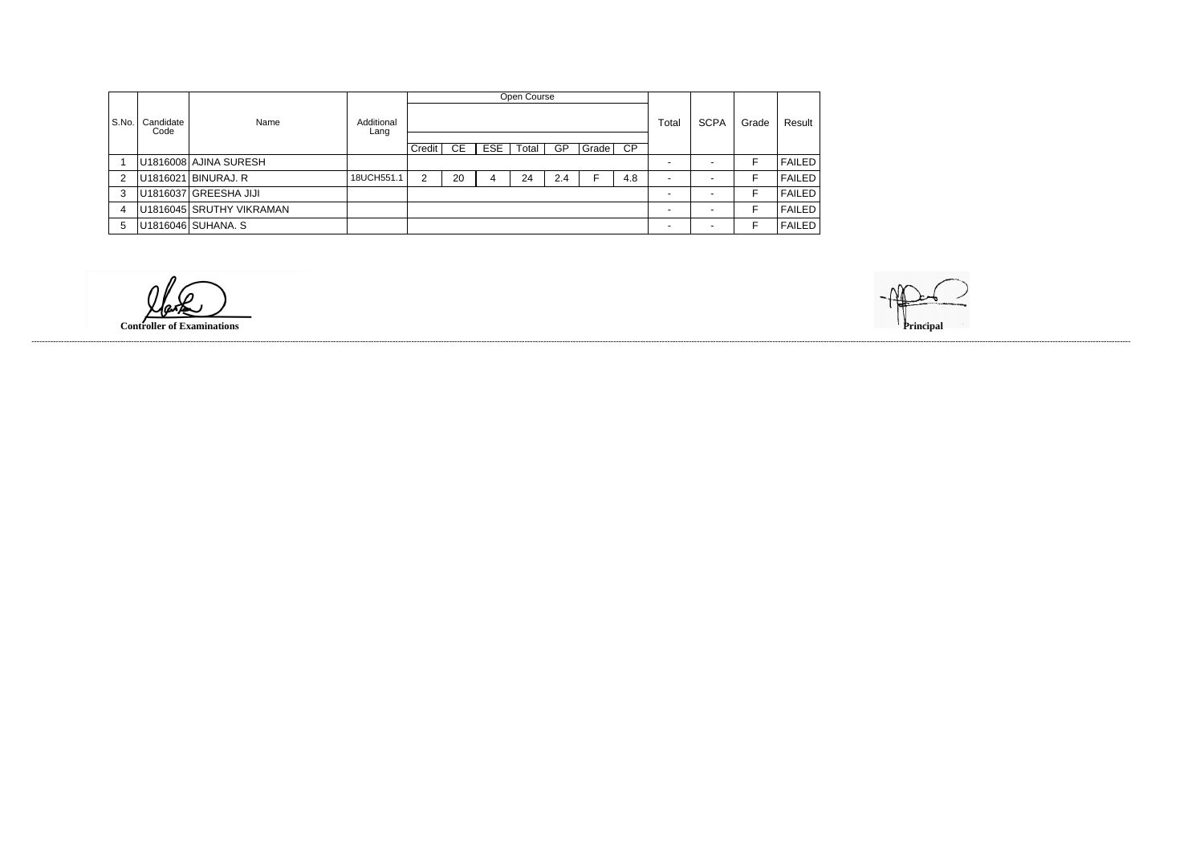| S.No. | Candidate Code | Name | Additional Lang | Open Course | | | | | | | Total | SCPA | Grade | Result |
|---|---|---|---|---|---|---|---|---|---|---|---|---|---|---|
| | | | | Credit | CE | ESE | Total | GP | Grade | CP | | | | |
| 1 | U1816008 | AJINA SURESH | | | | | | | | | - | - | F | FAILED |
| 2 | U1816021 | BINURAJ. R | 18UCH551.1 | 2 | 20 | 4 | 24 | 2.4 | F | 4.8 | - | - | F | FAILED |
| 3 | U1816037 | GREESHA JIJI | | | | | | | | | - | - | F | FAILED |
| 4 | U1816045 | SRUTHY VIKRAMAN | | | | | | | | | - | - | F | FAILED |
| 5 | U1816046 | SUHANA. S | | | | | | | | | - | - | F | FAILED |

**Controller of Examinations**

**Principal**